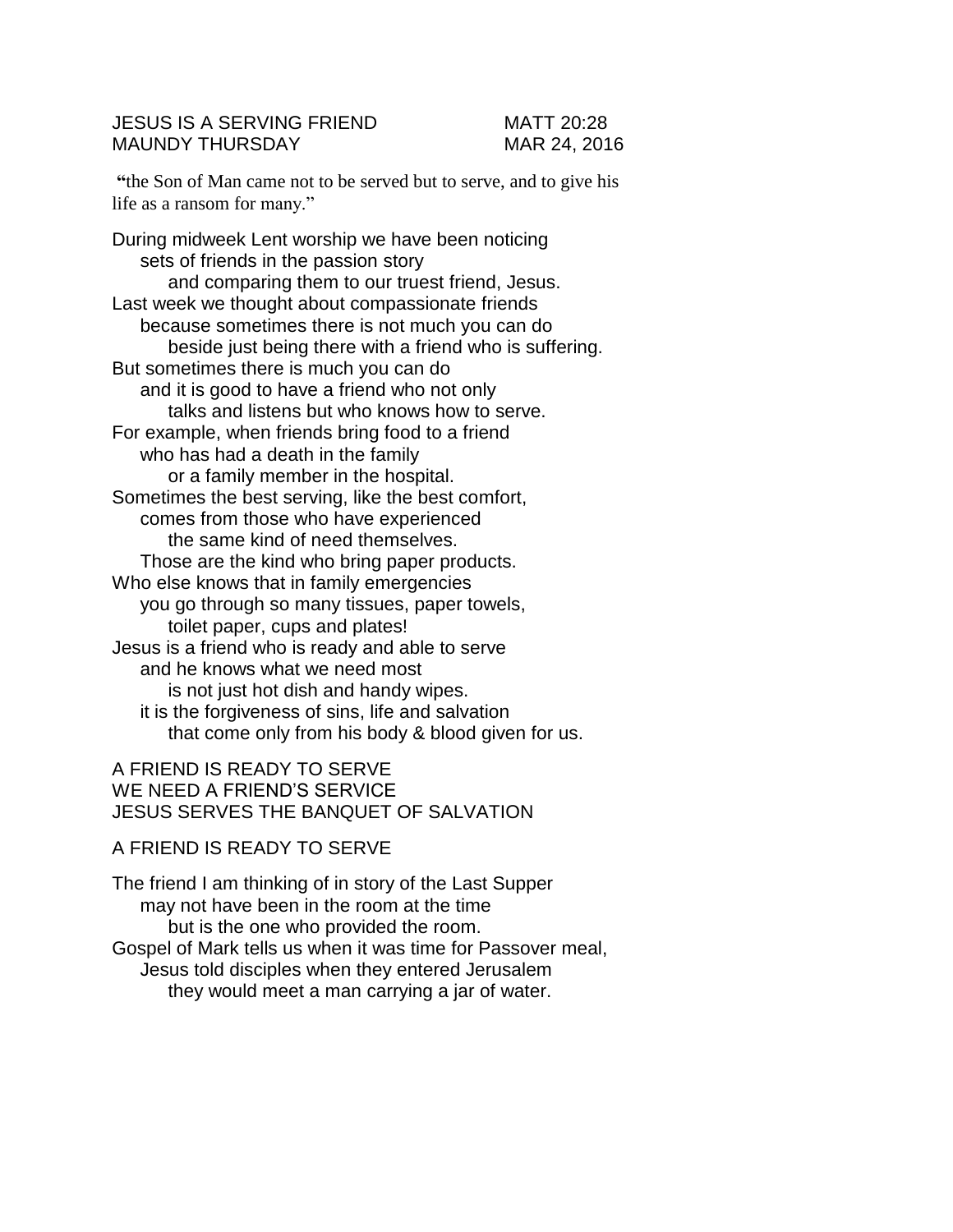JESUS IS A SERVING FRIEND MATT 20:28
MAUNDY THURSDAY MAR 24, 2016

"the Son of Man came not to be served but to serve, and to give his life as a ransom for many."

During midweek Lent worship we have been noticing
sets of friends in the passion story
and comparing them to our truest friend, Jesus.
Last week we thought about compassionate friends
because sometimes there is not much you can do
beside just being there with a friend who is suffering.
But sometimes there is much you can do
and it is good to have a friend who not only
talks and listens but who knows how to serve.
For example, when friends bring food to a friend
who has had a death in the family
or a family member in the hospital.
Sometimes the best serving, like the best comfort,
comes from those who have experienced
the same kind of need themselves.
Those are the kind who bring paper products.
Who else knows that in family emergencies
you go through so many tissues, paper towels,
toilet paper, cups and plates!
Jesus is a friend who is ready and able to serve
and he knows what we need most
is not just hot dish and handy wipes.
it is the forgiveness of sins, life and salvation
that come only from his body & blood given for us.

A FRIEND IS READY TO SERVE
WE NEED A FRIEND'S SERVICE
JESUS SERVES THE BANQUET OF SALVATION

A FRIEND IS READY TO SERVE

The friend I am thinking of in story of the Last Supper
may not have been in the room at the time
but is the one who provided the room.
Gospel of Mark tells us when it was time for Passover meal,
Jesus told disciples when they entered Jerusalem
they would meet a man carrying a jar of water.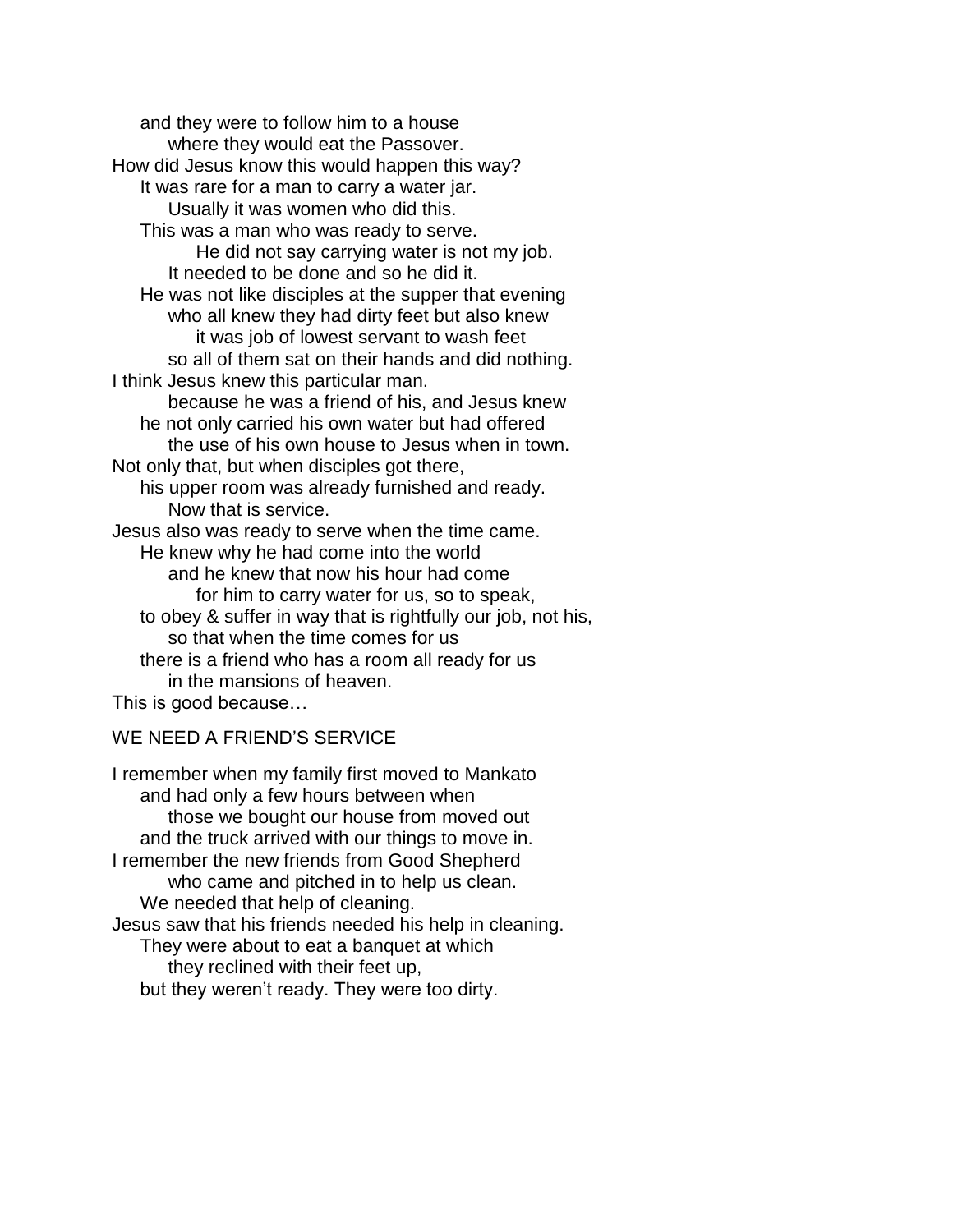and they were to follow him to a house
where they would eat the Passover.
How did Jesus know this would happen this way?
It was rare for a man to carry a water jar.
Usually it was women who did this.
This was a man who was ready to serve.
He did not say carrying water is not my job.
It needed to be done and so he did it.
He was not like disciples at the supper that evening
who all knew they had dirty feet but also knew
it was job of lowest servant to wash feet
so all of them sat on their hands and did nothing.
I think Jesus knew this particular man.
because he was a friend of his, and Jesus knew
he not only carried his own water but had offered
the use of his own house to Jesus when in town.
Not only that, but when disciples got there,
his upper room was already furnished and ready.
Now that is service.
Jesus also was ready to serve when the time came.
He knew why he had come into the world
and he knew that now his hour had come
for him to carry water for us, so to speak,
to obey & suffer in way that is rightfully our job, not his,
so that when the time comes for us
there is a friend who has a room all ready for us
in the mansions of heaven.
This is good because…

## WE NEED A FRIEND'S SERVICE

I remember when my family first moved to Mankato
and had only a few hours between when
those we bought our house from moved out
and the truck arrived with our things to move in.
I remember the new friends from Good Shepherd
who came and pitched in to help us clean.
We needed that help of cleaning.
Jesus saw that his friends needed his help in cleaning.
They were about to eat a banquet at which
they reclined with their feet up,
but they weren't ready. They were too dirty.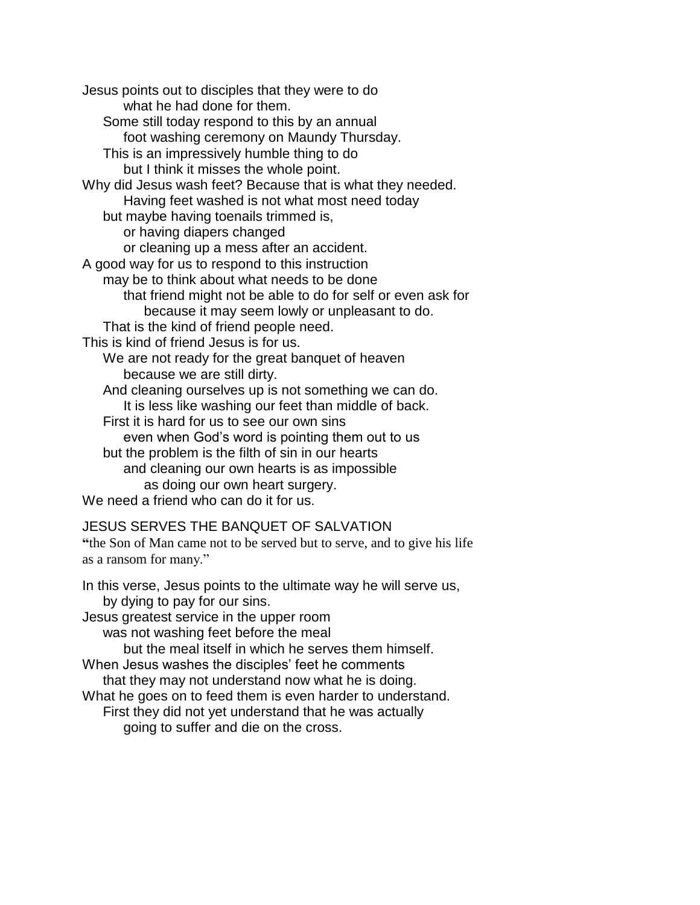Jesus points out to disciples that they were to do
what he had done for them.
Some still today respond to this by an annual
foot washing ceremony on Maundy Thursday.
This is an impressively humble thing to do
but I think it misses the whole point.
Why did Jesus wash feet? Because that is what they needed.
Having feet washed is not what most need today
but maybe having toenails trimmed is,
or having diapers changed
or cleaning up a mess after an accident.
A good way for us to respond to this instruction
may be to think about what needs to be done
that friend might not be able to do for self or even ask for
because it may seem lowly or unpleasant to do.
That is the kind of friend people need.
This is kind of friend Jesus is for us.
We are not ready for the great banquet of heaven
because we are still dirty.
And cleaning ourselves up is not something we can do.
It is less like washing our feet than middle of back.
First it is hard for us to see our own sins
even when God's word is pointing them out to us
but the problem is the filth of sin in our hearts
and cleaning our own hearts is as impossible
as doing our own heart surgery.
We need a friend who can do it for us.

JESUS SERVES THE BANQUET OF SALVATION

"the Son of Man came not to be served but to serve, and to give his life as a ransom for many."

In this verse, Jesus points to the ultimate way he will serve us,
by dying to pay for our sins.
Jesus greatest service in the upper room
was not washing feet before the meal
but the meal itself in which he serves them himself.
When Jesus washes the disciples' feet he comments
that they may not understand now what he is doing.
What he goes on to feed them is even harder to understand.
First they did not yet understand that he was actually
going to suffer and die on the cross.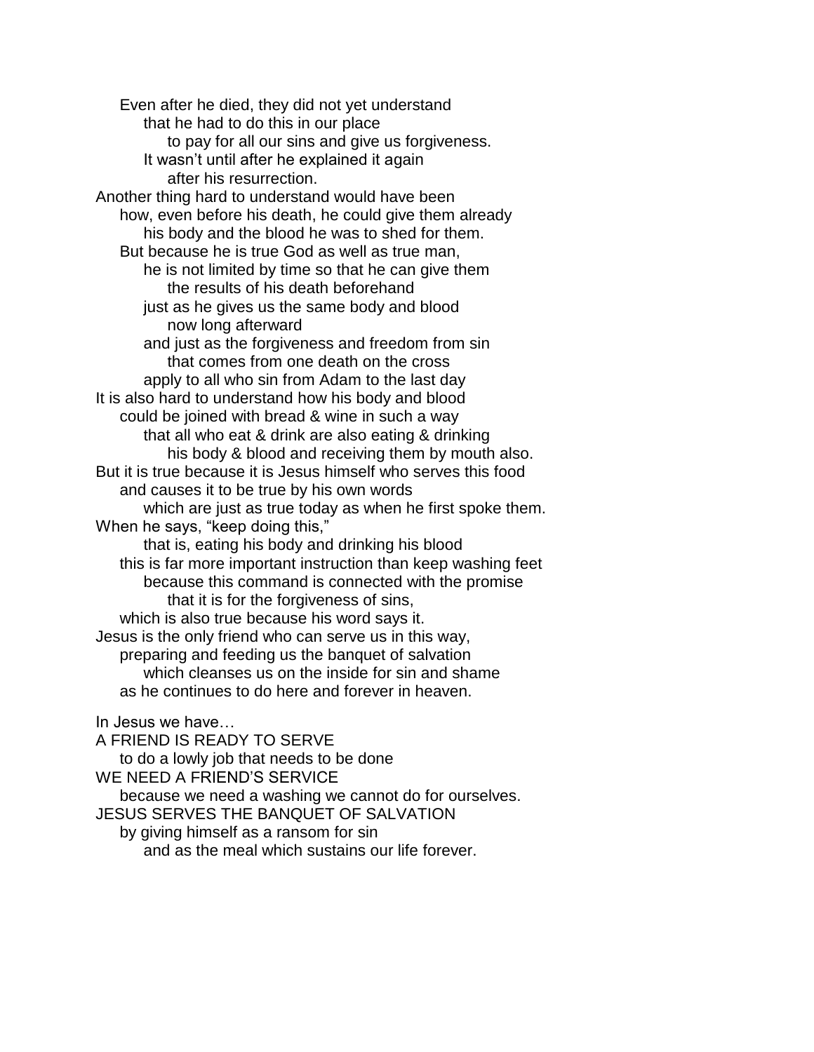Even after he died, they did not yet understand
that he had to do this in our place
to pay for all our sins and give us forgiveness.
It wasn't until after he explained it again
after his resurrection.
Another thing hard to understand would have been
how, even before his death, he could give them already
his body and the blood he was to shed for them.
But because he is true God as well as true man,
he is not limited by time so that he can give them
the results of his death beforehand
just as he gives us the same body and blood
now long afterward
and just as the forgiveness and freedom from sin
that comes from one death on the cross
apply to all who sin from Adam to the last day
It is also hard to understand how his body and blood
could be joined with bread & wine in such a way
that all who eat & drink are also eating & drinking
his body & blood and receiving them by mouth also.
But it is true because it is Jesus himself who serves this food
and causes it to be true by his own words
which are just as true today as when he first spoke them.
When he says, "keep doing this,"
that is, eating his body and drinking his blood
this is far more important instruction than keep washing feet
because this command is connected with the promise
that it is for the forgiveness of sins,
which is also true because his word says it.
Jesus is the only friend who can serve us in this way,
preparing and feeding us the banquet of salvation
which cleanses us on the inside for sin and shame
as he continues to do here and forever in heaven.

In Jesus we have…
A FRIEND IS READY TO SERVE
to do a lowly job that needs to be done
WE NEED A FRIEND'S SERVICE
because we need a washing we cannot do for ourselves.
JESUS SERVES THE BANQUET OF SALVATION
by giving himself as a ransom for sin
and as the meal which sustains our life forever.